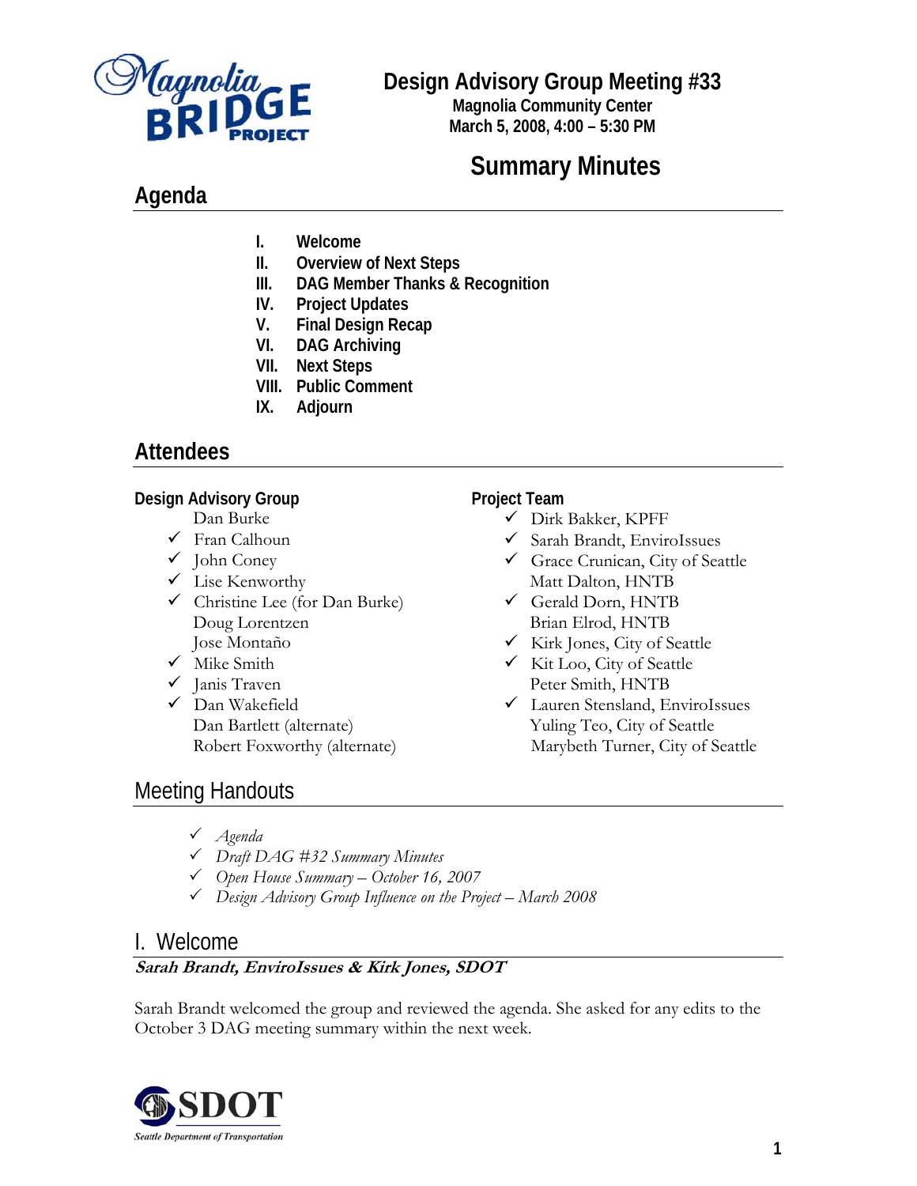# Design Advisory Group Meeting #33

**Magnolia Community Center**
**March 5, 2008, 4:00 – 5:30 PM**

## Summary Minutes

## Agenda

I. **Welcome**
II. **Overview of Next Steps**
III. **DAG Member Thanks & Recognition**
IV. **Project Updates**
V. **Final Design Recap**
VI. **DAG Archiving**
VII. **Next Steps**
VIII. **Public Comment**
IX. **Adjourn**

## Attendees

### Design Advisory Group

- Dan Burke
- ✓ Fran Calhoun
- ✓ John Coney
- ✓ Lise Kenworthy
- ✓ Christine Lee (for Dan Burke)
- Doug Lorentzen
- Jose Montaño
- ✓ Mike Smith
- ✓ Janis Traven
- ✓ Dan Wakefield
- Dan Bartlett (alternate)
- Robert Foxworthy (alternate)

### Project Team

- ✓ Dirk Bakker, KPFF
- ✓ Sarah Brandt, EnviroIssues
- ✓ Grace Crunican, City of Seattle
- Matt Dalton, HNTB
- ✓ Gerald Dorn, HNTB
- Brian Elrod, HNTB
- ✓ Kirk Jones, City of Seattle
- ✓ Kit Loo, City of Seattle
- Peter Smith, HNTB
- ✓ Lauren Stensland, EnviroIssues
- Yuling Teo, City of Seattle
- Marybeth Turner, City of Seattle

## Meeting Handouts

- ✓ *Agenda*
- ✓ *Draft DAG #32 Summary Minutes*
- ✓ *Open House Summary – October 16, 2007*
- ✓ *Design Advisory Group Influence on the Project – March 2008*

## I. Welcome

***Sarah Brandt, EnviroIssues & Kirk Jones, SDOT***

Sarah Brandt welcomed the group and reviewed the agenda. She asked for any edits to the October 3 DAG meeting summary within the next week.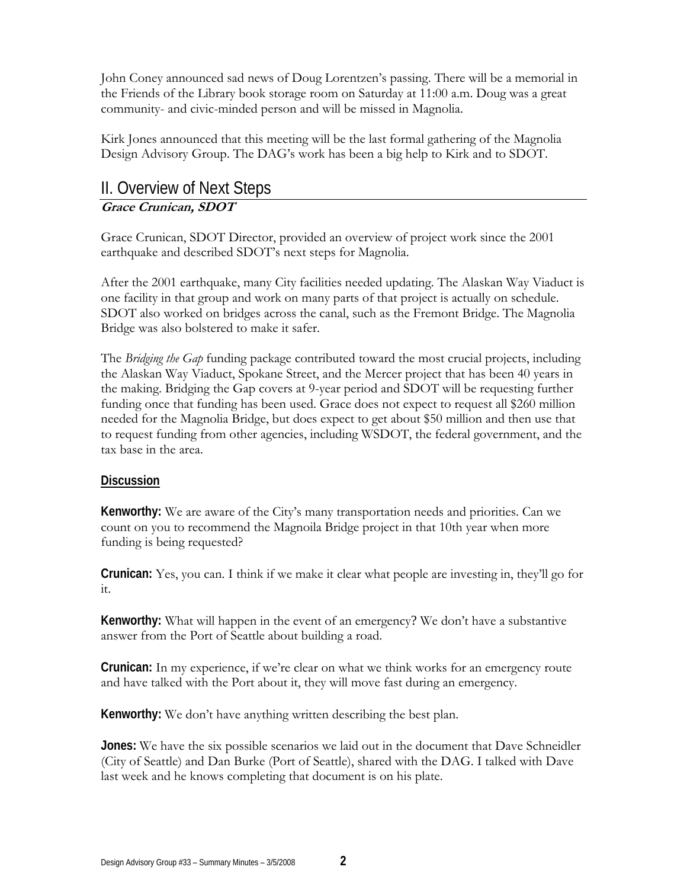John Coney announced sad news of Doug Lorentzen's passing. There will be a memorial in the Friends of the Library book storage room on Saturday at 11:00 a.m. Doug was a great community- and civic-minded person and will be missed in Magnolia.

Kirk Jones announced that this meeting will be the last formal gathering of the Magnolia Design Advisory Group. The DAG's work has been a big help to Kirk and to SDOT.

## II. Overview of Next Steps

***Grace Crunican, SDOT***

Grace Crunican, SDOT Director, provided an overview of project work since the 2001 earthquake and described SDOT's next steps for Magnolia.

After the 2001 earthquake, many City facilities needed updating. The Alaskan Way Viaduct is one facility in that group and work on many parts of that project is actually on schedule. SDOT also worked on bridges across the canal, such as the Fremont Bridge. The Magnolia Bridge was also bolstered to make it safer.

The *Bridging the Gap* funding package contributed toward the most crucial projects, including the Alaskan Way Viaduct, Spokane Street, and the Mercer project that has been 40 years in the making. Bridging the Gap covers at 9-year period and SDOT will be requesting further funding once that funding has been used. Grace does not expect to request all $260 million needed for the Magnolia Bridge, but does expect to get about $50 million and then use that to request funding from other agencies, including WSDOT, the federal government, and the tax base in the area.

### Discussion

**Kenworthy:** We are aware of the City's many transportation needs and priorities. Can we count on you to recommend the Magnoila Bridge project in that 10th year when more funding is being requested?

**Crunican:** Yes, you can. I think if we make it clear what people are investing in, they'll go for it.

**Kenworthy:** What will happen in the event of an emergency? We don't have a substantive answer from the Port of Seattle about building a road.

**Crunican:** In my experience, if we're clear on what we think works for an emergency route and have talked with the Port about it, they will move fast during an emergency.

**Kenworthy:** We don't have anything written describing the best plan.

**Jones:** We have the six possible scenarios we laid out in the document that Dave Schneidler (City of Seattle) and Dan Burke (Port of Seattle), shared with the DAG. I talked with Dave last week and he knows completing that document is on his plate.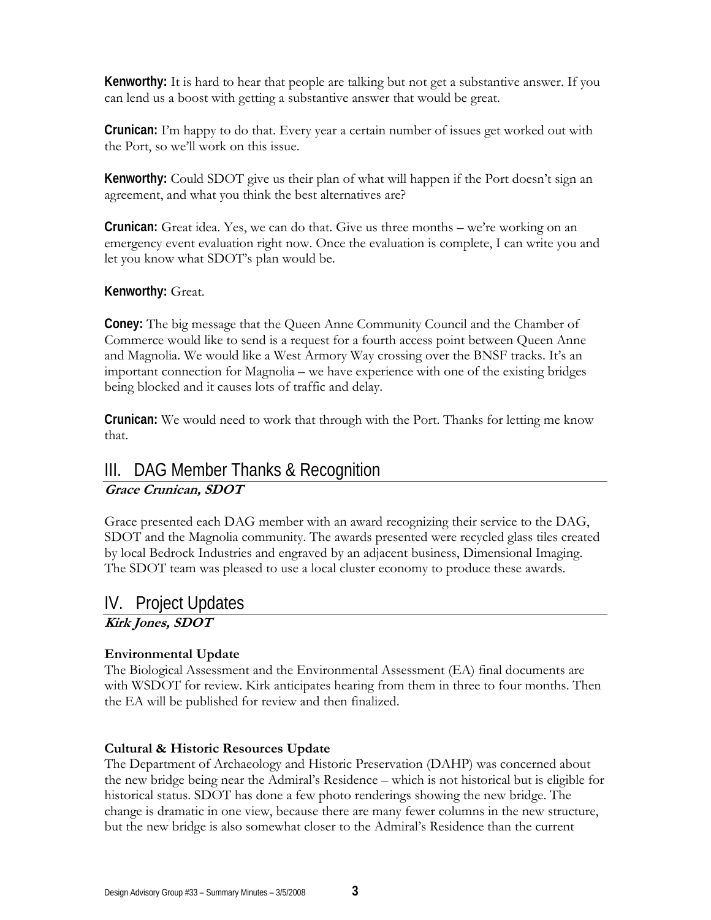**Kenworthy:** It is hard to hear that people are talking but not get a substantive answer. If you can lend us a boost with getting a substantive answer that would be great.

**Crunican:** I'm happy to do that. Every year a certain number of issues get worked out with the Port, so we'll work on this issue.

**Kenworthy:** Could SDOT give us their plan of what will happen if the Port doesn't sign an agreement, and what you think the best alternatives are?

**Crunican:** Great idea. Yes, we can do that. Give us three months – we're working on an emergency event evaluation right now. Once the evaluation is complete, I can write you and let you know what SDOT's plan would be.

**Kenworthy:** Great.

**Coney:** The big message that the Queen Anne Community Council and the Chamber of Commerce would like to send is a request for a fourth access point between Queen Anne and Magnolia. We would like a West Armory Way crossing over the BNSF tracks. It's an important connection for Magnolia – we have experience with one of the existing bridges being blocked and it causes lots of traffic and delay.

**Crunican:** We would need to work that through with the Port. Thanks for letting me know that.

## III. DAG Member Thanks & Recognition

***Grace Crunican, SDOT***

Grace presented each DAG member with an award recognizing their service to the DAG, SDOT and the Magnolia community. The awards presented were recycled glass tiles created by local Bedrock Industries and engraved by an adjacent business, Dimensional Imaging. The SDOT team was pleased to use a local cluster economy to produce these awards.

## IV. Project Updates

***Kirk Jones, SDOT***

### Environmental Update

The Biological Assessment and the Environmental Assessment (EA) final documents are with WSDOT for review. Kirk anticipates hearing from them in three to four months. Then the EA will be published for review and then finalized.

### Cultural & Historic Resources Update

The Department of Archaeology and Historic Preservation (DAHP) was concerned about the new bridge being near the Admiral's Residence – which is not historical but is eligible for historical status. SDOT has done a few photo renderings showing the new bridge. The change is dramatic in one view, because there are many fewer columns in the new structure, but the new bridge is also somewhat closer to the Admiral's Residence than the current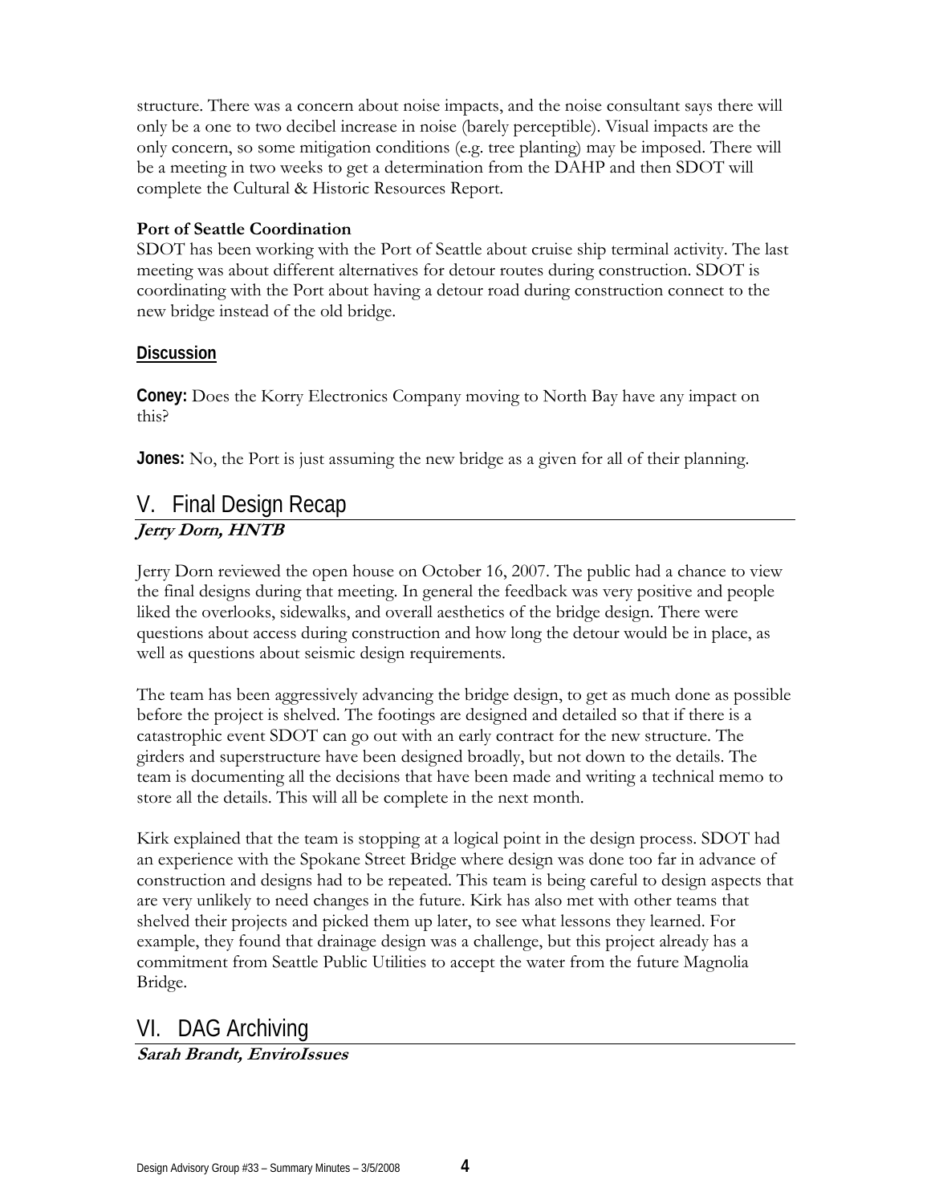structure. There was a concern about noise impacts, and the noise consultant says there will only be a one to two decibel increase in noise (barely perceptible). Visual impacts are the only concern, so some mitigation conditions (e.g. tree planting) may be imposed. There will be a meeting in two weeks to get a determination from the DAHP and then SDOT will complete the Cultural & Historic Resources Report.

**Port of Seattle Coordination**

SDOT has been working with the Port of Seattle about cruise ship terminal activity. The last meeting was about different alternatives for detour routes during construction. SDOT is coordinating with the Port about having a detour road during construction connect to the new bridge instead of the old bridge.

**Discussion**

**Coney:** Does the Korry Electronics Company moving to North Bay have any impact on this?

**Jones:** No, the Port is just assuming the new bridge as a given for all of their planning.

## V. Final Design Recap

***Jerry Dorn, HNTB***

Jerry Dorn reviewed the open house on October 16, 2007. The public had a chance to view the final designs during that meeting. In general the feedback was very positive and people liked the overlooks, sidewalks, and overall aesthetics of the bridge design. There were questions about access during construction and how long the detour would be in place, as well as questions about seismic design requirements.

The team has been aggressively advancing the bridge design, to get as much done as possible before the project is shelved. The footings are designed and detailed so that if there is a catastrophic event SDOT can go out with an early contract for the new structure. The girders and superstructure have been designed broadly, but not down to the details. The team is documenting all the decisions that have been made and writing a technical memo to store all the details. This will all be complete in the next month.

Kirk explained that the team is stopping at a logical point in the design process. SDOT had an experience with the Spokane Street Bridge where design was done too far in advance of construction and designs had to be repeated. This team is being careful to design aspects that are very unlikely to need changes in the future. Kirk has also met with other teams that shelved their projects and picked them up later, to see what lessons they learned. For example, they found that drainage design was a challenge, but this project already has a commitment from Seattle Public Utilities to accept the water from the future Magnolia Bridge.

## VI. DAG Archiving

***Sarah Brandt, EnviroIssues***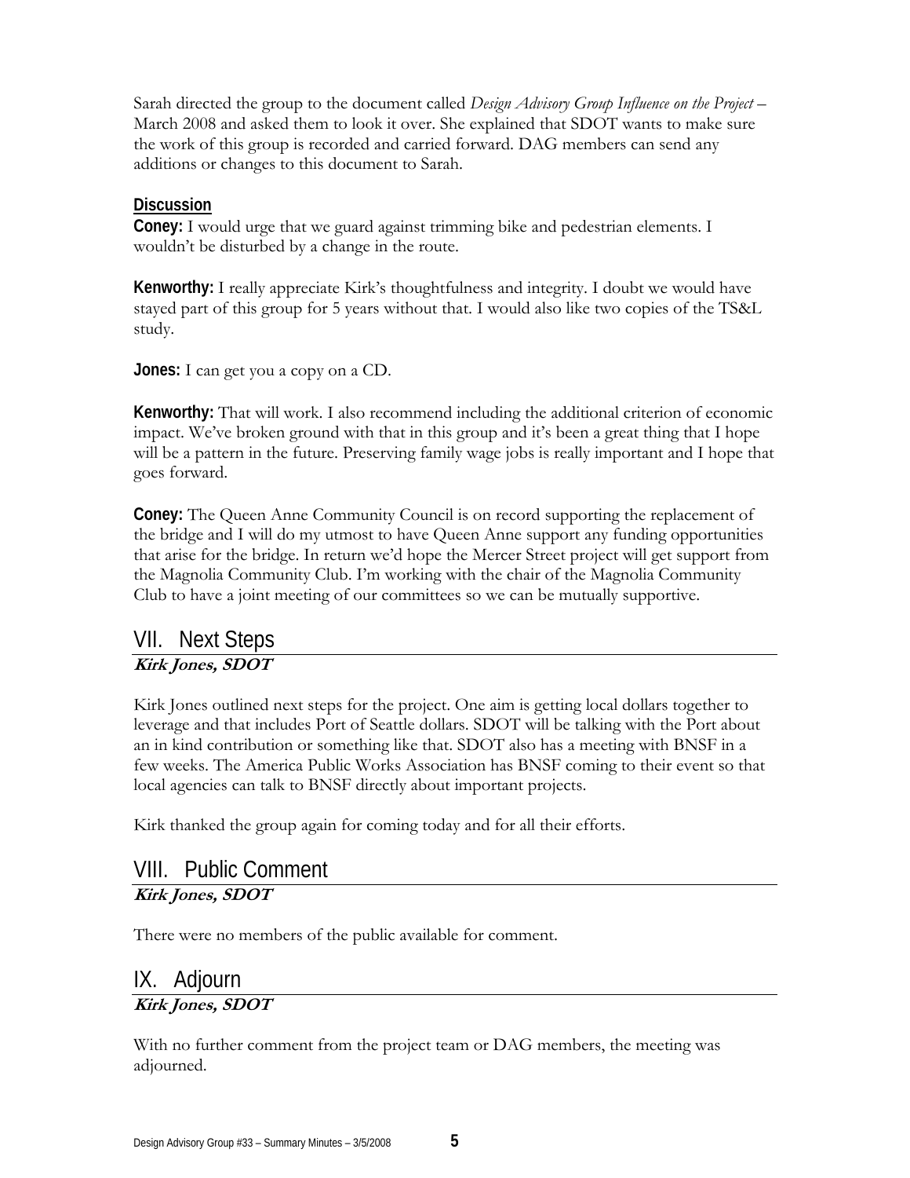Sarah directed the group to the document called *Design Advisory Group Influence on the Project* – March 2008 and asked them to look it over. She explained that SDOT wants to make sure the work of this group is recorded and carried forward. DAG members can send any additions or changes to this document to Sarah.

### Discussion

**Coney:** I would urge that we guard against trimming bike and pedestrian elements. I wouldn't be disturbed by a change in the route.

**Kenworthy:** I really appreciate Kirk's thoughtfulness and integrity. I doubt we would have stayed part of this group for 5 years without that. I would also like two copies of the TS&L study.

**Jones:** I can get you a copy on a CD.

**Kenworthy:** That will work. I also recommend including the additional criterion of economic impact. We've broken ground with that in this group and it's been a great thing that I hope will be a pattern in the future. Preserving family wage jobs is really important and I hope that goes forward.

**Coney:** The Queen Anne Community Council is on record supporting the replacement of the bridge and I will do my utmost to have Queen Anne support any funding opportunities that arise for the bridge. In return we'd hope the Mercer Street project will get support from the Magnolia Community Club. I'm working with the chair of the Magnolia Community Club to have a joint meeting of our committees so we can be mutually supportive.

## VII. Next Steps

***Kirk Jones, SDOT***

Kirk Jones outlined next steps for the project. One aim is getting local dollars together to leverage and that includes Port of Seattle dollars. SDOT will be talking with the Port about an in kind contribution or something like that. SDOT also has a meeting with BNSF in a few weeks. The America Public Works Association has BNSF coming to their event so that local agencies can talk to BNSF directly about important projects.

Kirk thanked the group again for coming today and for all their efforts.

## VIII. Public Comment

***Kirk Jones, SDOT***

There were no members of the public available for comment.

## IX. Adjourn

***Kirk Jones, SDOT***

With no further comment from the project team or DAG members, the meeting was adjourned.